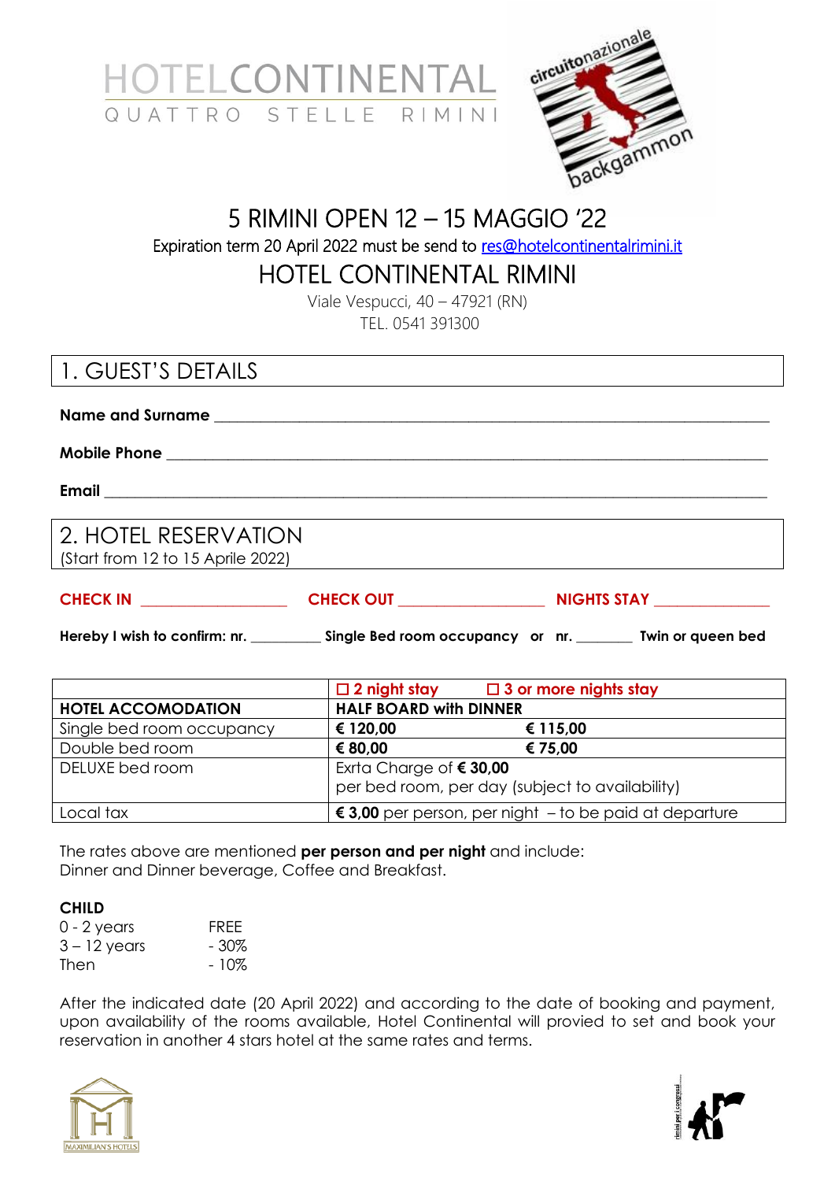HOTELCONTINENTAL

QUATTRO STELLE RIMINI

circuitonazionale backgammon

# 5 RIMINI OPEN 12 – 15 MAGGIO '22

Expiration term 20 April 2022 must be send to res@hotelcontinentalrimini.it

## HOTEL CONTINENTAL RIMINI

Viale Vespucci, 40 – 47921 (RN)
TEL. 0541 391300

## 1. GUEST'S DETAILS

**Name and Surname** ______________________________________________

**Mobile Phone** ______________________________________________

**Email** ______________________________________________

## 2. HOTEL RESERVATION

(Start from 12 to 15 Aprile 2022)

**CHECK IN** ________________ **CHECK OUT** ________________ **NIGHTS STAY** ______________

**Hereby I wish to confirm: nr.** _________ **Single Bed room occupancy or nr.** _______ **Twin or queen bed**

| | ☐ 2 night stay | ☐ 3 or more nights stay |
|---|---|---|
| **HOTEL ACCOMODATION** | **HALF BOARD with DINNER** | |
| Single bed room occupancy | **€ 120,00** | **€ 115,00** |
| Double bed room | **€ 80,00** | **€ 75,00** |
| DELUXE bed room | Exrta Charge of **€ 30,00** per bed room, per day (subject to availability) | |
| Local tax | **€ 3,00** per person, per night – to be paid at departure | |

The rates above are mentioned **per person and per night** and include:
Dinner and Dinner beverage, Coffee and Breakfast.

**CHILD**

| | |
|---|---|
| 0 - 2 years | FREE |
| 3 – 12 years | - 30% |
| Then | - 10% |

After the indicated date (20 April 2022) and according to the date of booking and payment, upon availability of the rooms available, Hotel Continental will provied to set and book your reservation in another 4 stars hotel at the same rates and terms.

MAXIMILIAN'S HOTELS

rimini per i congressi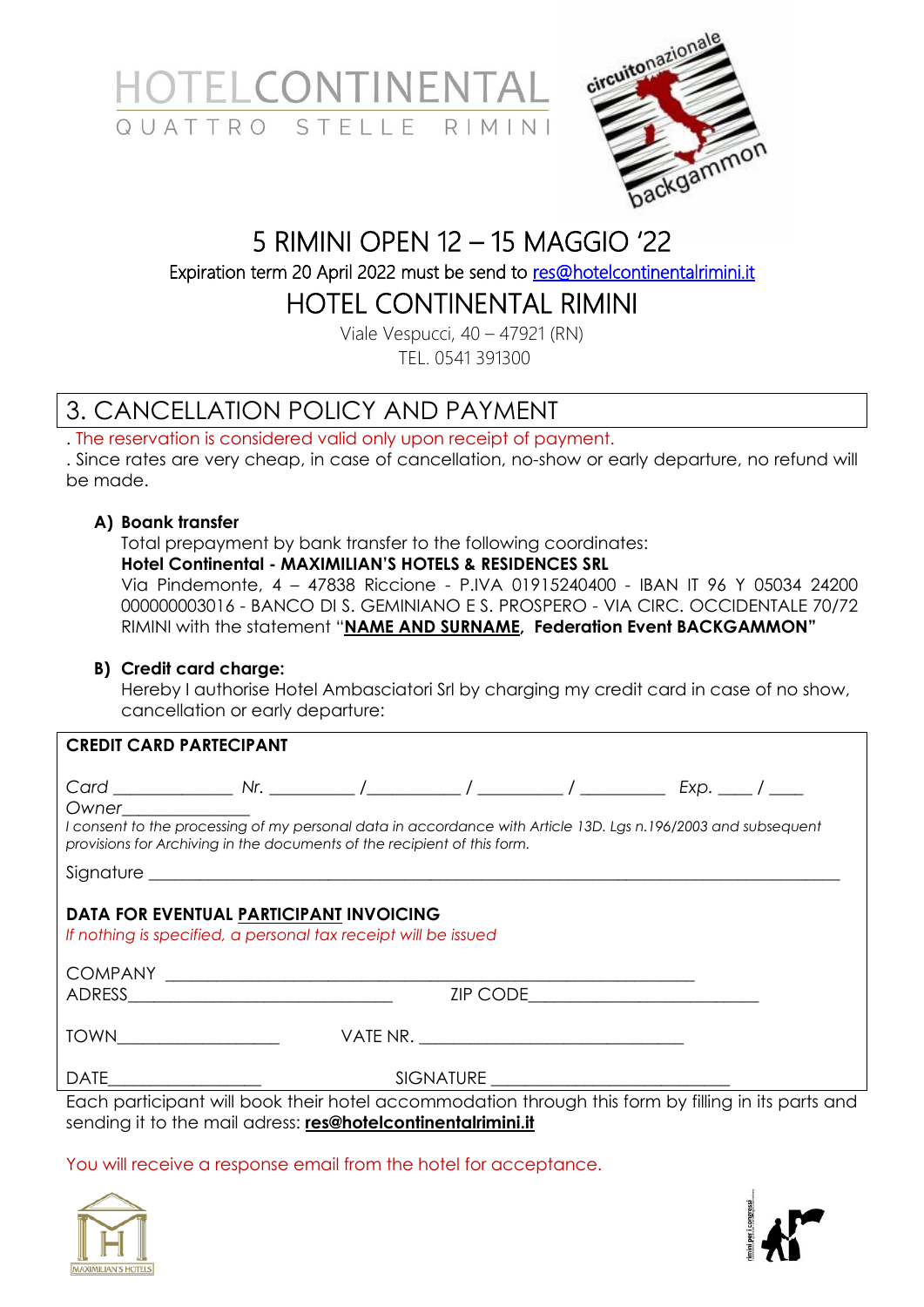HOTELCONTINENTAL
QUATTRO STELLE RIMINI

circuitonazionale backgammon

# 5 RIMINI OPEN 12 – 15 MAGGIO '22

Expiration term 20 April 2022 must be send to res@hotelcontinentalrimini.it

## HOTEL CONTINENTAL RIMINI

Viale Vespucci, 40 – 47921 (RN)
TEL. 0541 391300

## 3. CANCELLATION POLICY AND PAYMENT

. The reservation is considered valid only upon receipt of payment.
. Since rates are very cheap, in case of cancellation, no-show or early departure, no refund will be made.

**A) Boank transfer**

Total prepayment by bank transfer to the following coordinates:
**Hotel Continental - MAXIMILIAN'S HOTELS & RESIDENCES SRL**
Via Pindemonte, 4 – 47838 Riccione - P.IVA 01915240400 - IBAN IT 96 Y 05034 24200 000000003016 - BANCO DI S. GEMINIANO E S. PROSPERO - VIA CIRC. OCCIDENTALE 70/72 RIMINI with the statement "**NAME AND SURNAME, Federation Event BACKGAMMON"**

**B) Credit card charge:**

Hereby I authorise Hotel Ambasciatori Srl by charging my credit card in case of no show, cancellation or early departure:

**CREDIT CARD PARTECIPANT**

Card ____________ Nr. _________ /__________ / _________ / _________ Exp. ____ / ____
Owner______________

*I consent to the processing of my personal data in accordance with Article 13D. Lgs n.196/2003 and subsequent provisions for Archiving in the documents of the recipient of this form.*

Signature ____________________________________________________________________

**DATA FOR EVENTUAL PARTICIPANT INVOICING**

*If nothing is specified, a personal tax receipt will be issued*

COMPANY ______________________________________________________
ADRESS____________________________ ZIP CODE________________________

TOWN_________________ VATE NR. ____________________________

DATE_________________ SIGNATURE _______________________

Each participant will book their hotel accommodation through this form by filling in its parts and sending it to the mail adress: **res@hotelcontinentalrimini.it**

You will receive a response email from the hotel for acceptance.

MAXIMILIAN'S HOTELS

rimini per i congressi